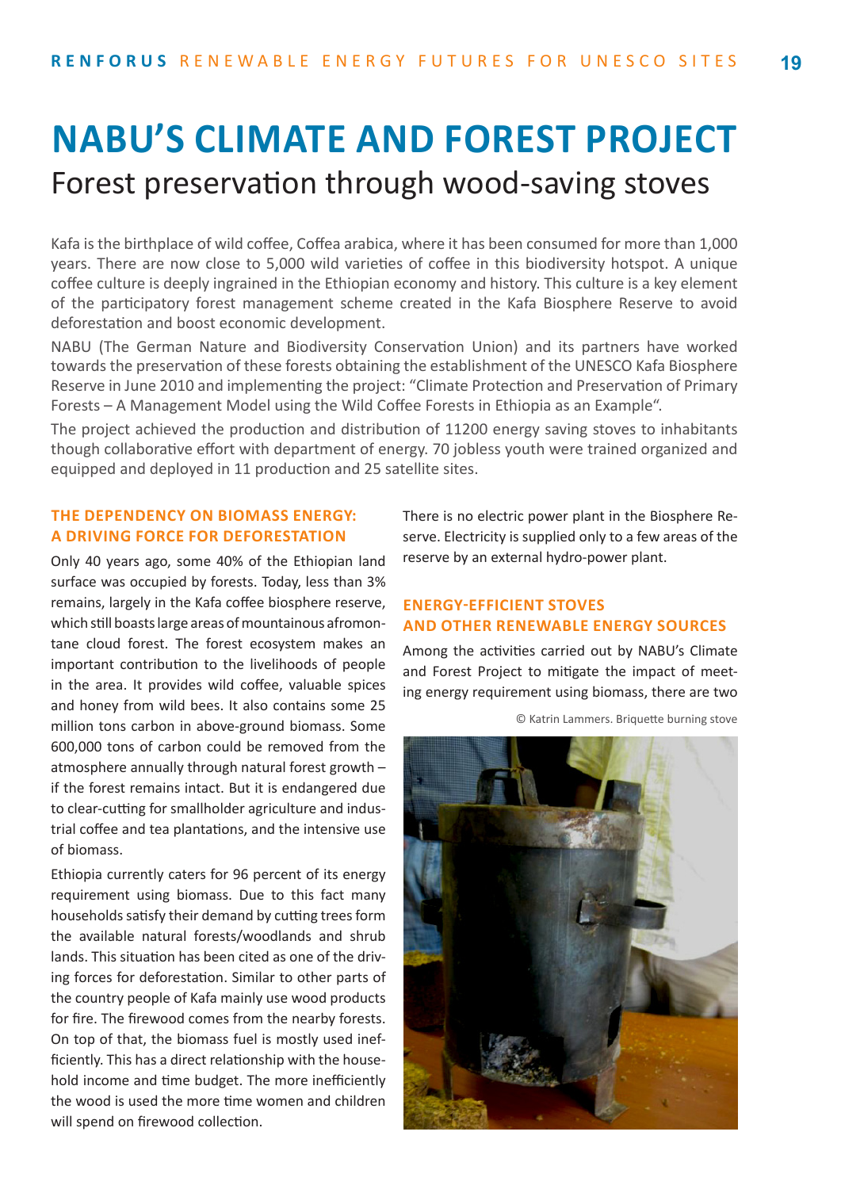# NABU'S CLIMATE AND FOREST PROJECT

## Forest preservation through wood-saving stoves

Kafa is the birthplace of wild coffee, Coffea arabica, where it has been consumed for more than 1,000 years. There are now close to 5,000 wild varieties of coffee in this biodiversity hotspot. A unique coffee culture is deeply ingrained in the Ethiopian economy and history. This culture is a key element of the participatory forest management scheme created in the Kafa Biosphere Reserve to avoid deforestation and boost economic development.

NABU (The German Nature and Biodiversity Conservation Union) and its partners have worked towards the preservation of these forests obtaining the establishment of the UNESCO Kafa Biosphere Reserve in June 2010 and implementing the project: "Climate Protection and Preservation of Primary Forests – A Management Model using the Wild Coffee Forests in Ethiopia as an Example".

The project achieved the production and distribution of 11200 energy saving stoves to inhabitants though collaborative effort with department of energy. 70 jobless youth were trained organized and equipped and deployed in 11 production and 25 satellite sites.

### THE DEPENDENCY ON BIOMASS ENERGY: A DRIVING FORCE FOR DEFORESTATION

Only 40 years ago, some 40% of the Ethiopian land surface was occupied by forests. Today, less than 3% remains, largely in the Kafa coffee biosphere reserve, which still boasts large areas of mountainous afromontane cloud forest. The forest ecosystem makes an important contribution to the livelihoods of people in the area. It provides wild coffee, valuable spices and honey from wild bees. It also contains some 25 million tons carbon in above-ground biomass. Some 600,000 tons of carbon could be removed from the atmosphere annually through natural forest growth – if the forest remains intact. But it is endangered due to clear-cutting for smallholder agriculture and industrial coffee and tea plantations, and the intensive use of biomass.

Ethiopia currently caters for 96 percent of its energy requirement using biomass. Due to this fact many households satisfy their demand by cutting trees form the available natural forests/woodlands and shrub lands. This situation has been cited as one of the driving forces for deforestation. Similar to other parts of the country people of Kafa mainly use wood products for fire. The firewood comes from the nearby forests. On top of that, the biomass fuel is mostly used inefficiently. This has a direct relationship with the household income and time budget. The more inefficiently the wood is used the more time women and children will spend on firewood collection.

There is no electric power plant in the Biosphere Reserve. Electricity is supplied only to a few areas of the reserve by an external hydro-power plant.

### ENERGY-EFFICIENT STOVES AND OTHER RENEWABLE ENERGY SOURCES

Among the activities carried out by NABU's Climate and Forest Project to mitigate the impact of meeting energy requirement using biomass, there are two

© Katrin Lammers. Briquette burning stove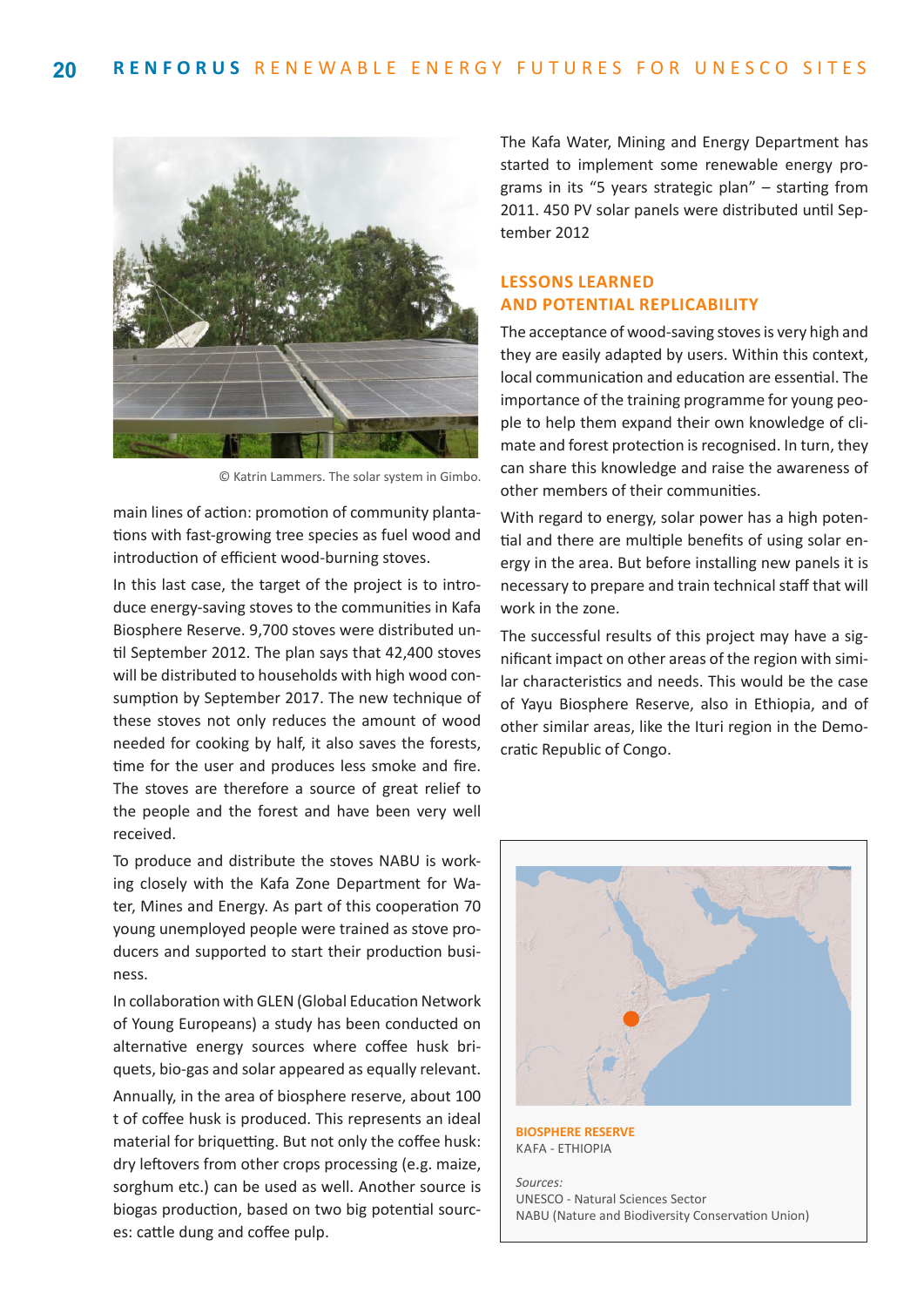© Katrin Lammers. The solar system in Gimbo.

main lines of action: promotion of community plantations with fast-growing tree species as fuel wood and introduction of efficient wood-burning stoves.

In this last case, the target of the project is to introduce energy-saving stoves to the communities in Kafa Biosphere Reserve. 9,700 stoves were distributed until September 2012. The plan says that 42,400 stoves will be distributed to households with high wood consumption by September 2017. The new technique of these stoves not only reduces the amount of wood needed for cooking by half, it also saves the forests, time for the user and produces less smoke and fire. The stoves are therefore a source of great relief to the people and the forest and have been very well received.

To produce and distribute the stoves NABU is working closely with the Kafa Zone Department for Water, Mines and Energy. As part of this cooperation 70 young unemployed people were trained as stove producers and supported to start their production business.

In collaboration with GLEN (Global Education Network of Young Europeans) a study has been conducted on alternative energy sources where coffee husk briquets, bio-gas and solar appeared as equally relevant. Annually, in the area of biosphere reserve, about 100 t of coffee husk is produced. This represents an ideal material for briquetting. But not only the coffee husk: dry leftovers from other crops processing (e.g. maize, sorghum etc.) can be used as well. Another source is biogas production, based on two big potential sources: cattle dung and coffee pulp.

The Kafa Water, Mining and Energy Department has started to implement some renewable energy programs in its "5 years strategic plan" – starting from 2011. 450 PV solar panels were distributed until September 2012

## LESSONS LEARNED AND POTENTIAL REPLICABILITY

The acceptance of wood-saving stoves is very high and they are easily adapted by users. Within this context, local communication and education are essential. The importance of the training programme for young people to help them expand their own knowledge of climate and forest protection is recognised. In turn, they can share this knowledge and raise the awareness of other members of their communities.

With regard to energy, solar power has a high potential and there are multiple benefits of using solar energy in the area. But before installing new panels it is necessary to prepare and train technical staff that will work in the zone.

The successful results of this project may have a significant impact on other areas of the region with similar characteristics and needs. This would be the case of Yayu Biosphere Reserve, also in Ethiopia, and of other similar areas, like the Ituri region in the Democratic Republic of Congo.

**BIOSPHERE RESERVE**
KAFA - ETHIOPIA

*Sources:*
UNESCO - Natural Sciences Sector
NABU (Nature and Biodiversity Conservation Union)